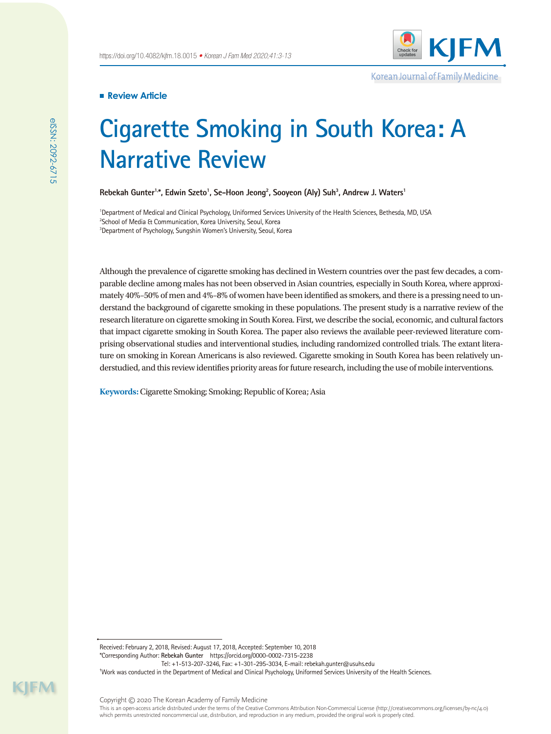**Review Article**

# Cigarette Smoking in South Korea: A Narrative Review

**Rebekah Gunter[1,*], Edwin Szeto[1], Se-Hoon Jeong[2], Sooyeon (Aly) Suh[3], Andrew J. Waters[1]**

[1]Department of Medical and Clinical Psychology, Uniformed Services University of the Health Sciences, Bethesda, MD, USA
[2]School of Media & Communication, Korea University, Seoul, Korea
[3]Department of Psychology, Sungshin Women's University, Seoul, Korea

Although the prevalence of cigarette smoking has declined in Western countries over the past few decades, a comparable decline among males has not been observed in Asian countries, especially in South Korea, where approximately 40%–50% of men and 4%–8% of women have been identified as smokers, and there is a pressing need to understand the background of cigarette smoking in these populations. The present study is a narrative review of the research literature on cigarette smoking in South Korea. First, we describe the social, economic, and cultural factors that impact cigarette smoking in South Korea. The paper also reviews the available peer-reviewed literature comprising observational studies and interventional studies, including randomized controlled trials. The extant literature on smoking in Korean Americans is also reviewed. Cigarette smoking in South Korea has been relatively understudied, and this review identifies priority areas for future research, including the use of mobile interventions.

**Keywords:** Cigarette Smoking; Smoking; Republic of Korea; Asia

Received: February 2, 2018, Revised: August 17, 2018, Accepted: September 10, 2018
*Corresponding Author: **Rebekah Gunter** https://orcid.org/0000-0002-7315-2238
Tel: +1-513-207-3246, Fax: +1-301-295-3034, E-mail: rebekah.gunter@usuhs.edu
[†]Work was conducted in the Department of Medical and Clinical Psychology, Uniformed Services University of the Health Sciences.

Copyright © 2020 The Korean Academy of Family Medicine
This is an open-access article distributed under the terms of the Creative Commons Attribution Non-Commercial License (http://creativecommons.org/licenses/by-nc/4.0) which permits unrestricted noncommercial use, distribution, and reproduction in any medium, provided the original work is properly cited.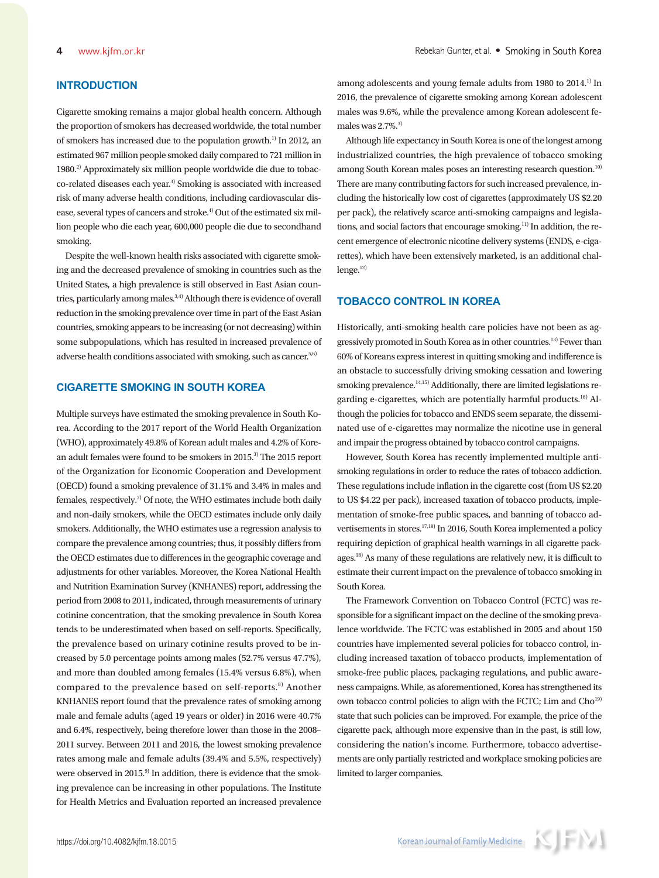## INTRODUCTION

Cigarette smoking remains a major global health concern. Although the proportion of smokers has decreased worldwide, the total number of smokers has increased due to the population growth.[1] In 2012, an estimated 967 million people smoked daily compared to 721 million in 1980.[2] Approximately six million people worldwide die due to tobacco-related diseases each year.[3] Smoking is associated with increased risk of many adverse health conditions, including cardiovascular disease, several types of cancers and stroke.[4] Out of the estimated six million people who die each year, 600,000 people die due to secondhand smoking.

Despite the well-known health risks associated with cigarette smoking and the decreased prevalence of smoking in countries such as the United States, a high prevalence is still observed in East Asian countries, particularly among males.[3,4] Although there is evidence of overall reduction in the smoking prevalence over time in part of the East Asian countries, smoking appears to be increasing (or not decreasing) within some subpopulations, which has resulted in increased prevalence of adverse health conditions associated with smoking, such as cancer.[5,6]

## CIGARETTE SMOKING IN SOUTH KOREA

Multiple surveys have estimated the smoking prevalence in South Korea. According to the 2017 report of the World Health Organization (WHO), approximately 49.8% of Korean adult males and 4.2% of Korean adult females were found to be smokers in 2015.[3] The 2015 report of the Organization for Economic Cooperation and Development (OECD) found a smoking prevalence of 31.1% and 3.4% in males and females, respectively.[7] Of note, the WHO estimates include both daily and non-daily smokers, while the OECD estimates include only daily smokers. Additionally, the WHO estimates use a regression analysis to compare the prevalence among countries; thus, it possibly differs from the OECD estimates due to differences in the geographic coverage and adjustments for other variables. Moreover, the Korea National Health and Nutrition Examination Survey (KNHANES) report, addressing the period from 2008 to 2011, indicated, through measurements of urinary cotinine concentration, that the smoking prevalence in South Korea tends to be underestimated when based on self-reports. Specifically, the prevalence based on urinary cotinine results proved to be increased by 5.0 percentage points among males (52.7% versus 47.7%), and more than doubled among females (15.4% versus 6.8%), when compared to the prevalence based on self-reports.[8] Another KNHANES report found that the prevalence rates of smoking among male and female adults (aged 19 years or older) in 2016 were 40.7% and 6.4%, respectively, being therefore lower than those in the 2008–2011 survey. Between 2011 and 2016, the lowest smoking prevalence rates among male and female adults (39.4% and 5.5%, respectively) were observed in 2015.[9] In addition, there is evidence that the smoking prevalence can be increasing in other populations. The Institute for Health Metrics and Evaluation reported an increased prevalence among adolescents and young female adults from 1980 to 2014.[1] In 2016, the prevalence of cigarette smoking among Korean adolescent males was 9.6%, while the prevalence among Korean adolescent females was 2.7%.[3]

Although life expectancy in South Korea is one of the longest among industrialized countries, the high prevalence of tobacco smoking among South Korean males poses an interesting research question.[10] There are many contributing factors for such increased prevalence, including the historically low cost of cigarettes (approximately US $2.20 per pack), the relatively scarce anti-smoking campaigns and legislations, and social factors that encourage smoking.[11] In addition, the recent emergence of electronic nicotine delivery systems (ENDS, e-cigarettes), which have been extensively marketed, is an additional challenge.[12]

## TOBACCO CONTROL IN KOREA

Historically, anti-smoking health care policies have not been as aggressively promoted in South Korea as in other countries.[13] Fewer than 60% of Koreans express interest in quitting smoking and indifference is an obstacle to successfully driving smoking cessation and lowering smoking prevalence.[14,15] Additionally, there are limited legislations regarding e-cigarettes, which are potentially harmful products.[16] Although the policies for tobacco and ENDS seem separate, the disseminated use of e-cigarettes may normalize the nicotine use in general and impair the progress obtained by tobacco control campaigns.

However, South Korea has recently implemented multiple anti-smoking regulations in order to reduce the rates of tobacco addiction. These regulations include inflation in the cigarette cost (from US $2.20 to US $4.22 per pack), increased taxation of tobacco products, implementation of smoke-free public spaces, and banning of tobacco advertisements in stores.[17,18] In 2016, South Korea implemented a policy requiring depiction of graphical health warnings in all cigarette packages.[18] As many of these regulations are relatively new, it is difficult to estimate their current impact on the prevalence of tobacco smoking in South Korea.

The Framework Convention on Tobacco Control (FCTC) was responsible for a significant impact on the decline of the smoking prevalence worldwide. The FCTC was established in 2005 and about 150 countries have implemented several policies for tobacco control, including increased taxation of tobacco products, implementation of smoke-free public places, packaging regulations, and public awareness campaigns. While, as aforementioned, Korea has strengthened its own tobacco control policies to align with the FCTC; Lim and Cho[19] state that such policies can be improved. For example, the price of the cigarette pack, although more expensive than in the past, is still low, considering the nation's income. Furthermore, tobacco advertisements are only partially restricted and workplace smoking policies are limited to larger companies.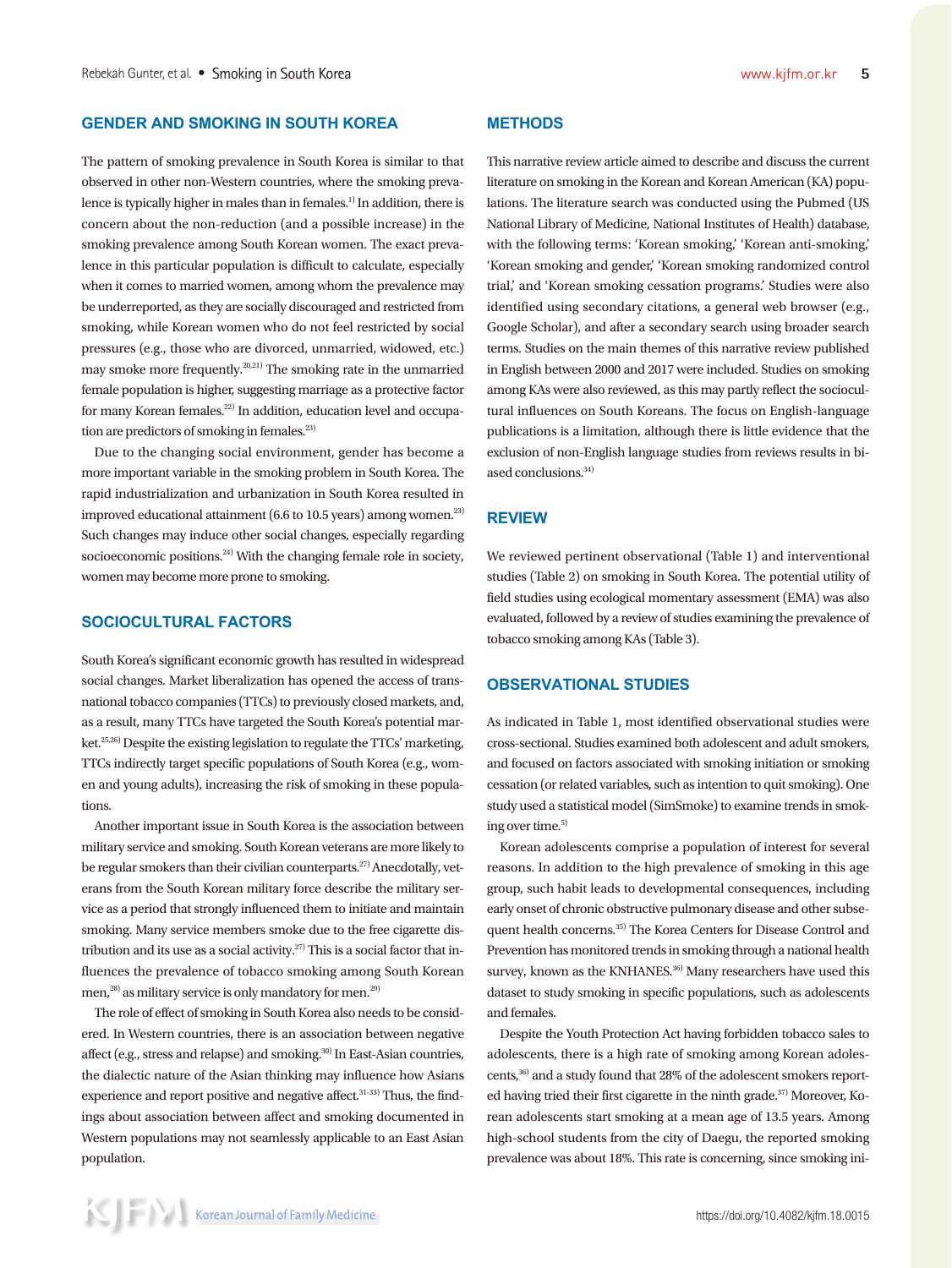## GENDER AND SMOKING IN SOUTH KOREA

The pattern of smoking prevalence in South Korea is similar to that observed in other non-Western countries, where the smoking prevalence is typically higher in males than in females.[1] In addition, there is concern about the non-reduction (and a possible increase) in the smoking prevalence among South Korean women. The exact prevalence in this particular population is difficult to calculate, especially when it comes to married women, among whom the prevalence may be underreported, as they are socially discouraged and restricted from smoking, while Korean women who do not feel restricted by social pressures (e.g., those who are divorced, unmarried, widowed, etc.) may smoke more frequently.[20,21] The smoking rate in the unmarried female population is higher, suggesting marriage as a protective factor for many Korean females.[22] In addition, education level and occupation are predictors of smoking in females.[23]

Due to the changing social environment, gender has become a more important variable in the smoking problem in South Korea. The rapid industrialization and urbanization in South Korea resulted in improved educational attainment (6.6 to 10.5 years) among women.[23] Such changes may induce other social changes, especially regarding socioeconomic positions.[24] With the changing female role in society, women may become more prone to smoking.

## SOCIOCULTURAL FACTORS

South Korea's significant economic growth has resulted in widespread social changes. Market liberalization has opened the access of transnational tobacco companies (TTCs) to previously closed markets, and, as a result, many TTCs have targeted the South Korea's potential market.[25,26] Despite the existing legislation to regulate the TTCs' marketing, TTCs indirectly target specific populations of South Korea (e.g., women and young adults), increasing the risk of smoking in these populations.

Another important issue in South Korea is the association between military service and smoking. South Korean veterans are more likely to be regular smokers than their civilian counterparts.[27] Anecdotally, veterans from the South Korean military force describe the military service as a period that strongly influenced them to initiate and maintain smoking. Many service members smoke due to the free cigarette distribution and its use as a social activity.[27] This is a social factor that influences the prevalence of tobacco smoking among South Korean men,[28] as military service is only mandatory for men.[29]

The role of effect of smoking in South Korea also needs to be considered. In Western countries, there is an association between negative affect (e.g., stress and relapse) and smoking.[30] In East-Asian countries, the dialectic nature of the Asian thinking may influence how Asians experience and report positive and negative affect.[31-33] Thus, the findings about association between affect and smoking documented in Western populations may not seamlessly applicable to an East Asian population.

## METHODS

This narrative review article aimed to describe and discuss the current literature on smoking in the Korean and Korean American (KA) populations. The literature search was conducted using the Pubmed (US National Library of Medicine, National Institutes of Health) database, with the following terms: 'Korean smoking,' 'Korean anti-smoking,' 'Korean smoking and gender,' 'Korean smoking randomized control trial,' and 'Korean smoking cessation programs.' Studies were also identified using secondary citations, a general web browser (e.g., Google Scholar), and after a secondary search using broader search terms. Studies on the main themes of this narrative review published in English between 2000 and 2017 were included. Studies on smoking among KAs were also reviewed, as this may partly reflect the sociocultural influences on South Koreans. The focus on English-language publications is a limitation, although there is little evidence that the exclusion of non-English language studies from reviews results in biased conclusions.[34]

## REVIEW

We reviewed pertinent observational (Table 1) and interventional studies (Table 2) on smoking in South Korea. The potential utility of field studies using ecological momentary assessment (EMA) was also evaluated, followed by a review of studies examining the prevalence of tobacco smoking among KAs (Table 3).

## OBSERVATIONAL STUDIES

As indicated in Table 1, most identified observational studies were cross-sectional. Studies examined both adolescent and adult smokers, and focused on factors associated with smoking initiation or smoking cessation (or related variables, such as intention to quit smoking). One study used a statistical model (SimSmoke) to examine trends in smoking over time.[5]

Korean adolescents comprise a population of interest for several reasons. In addition to the high prevalence of smoking in this age group, such habit leads to developmental consequences, including early onset of chronic obstructive pulmonary disease and other subsequent health concerns.[35] The Korea Centers for Disease Control and Prevention has monitored trends in smoking through a national health survey, known as the KNHANES.[36] Many researchers have used this dataset to study smoking in specific populations, such as adolescents and females.

Despite the Youth Protection Act having forbidden tobacco sales to adolescents, there is a high rate of smoking among Korean adolescents,[36] and a study found that 28% of the adolescent smokers reported having tried their first cigarette in the ninth grade.[37] Moreover, Korean adolescents start smoking at a mean age of 13.5 years. Among high-school students from the city of Daegu, the reported smoking prevalence was about 18%. This rate is concerning, since smoking ini-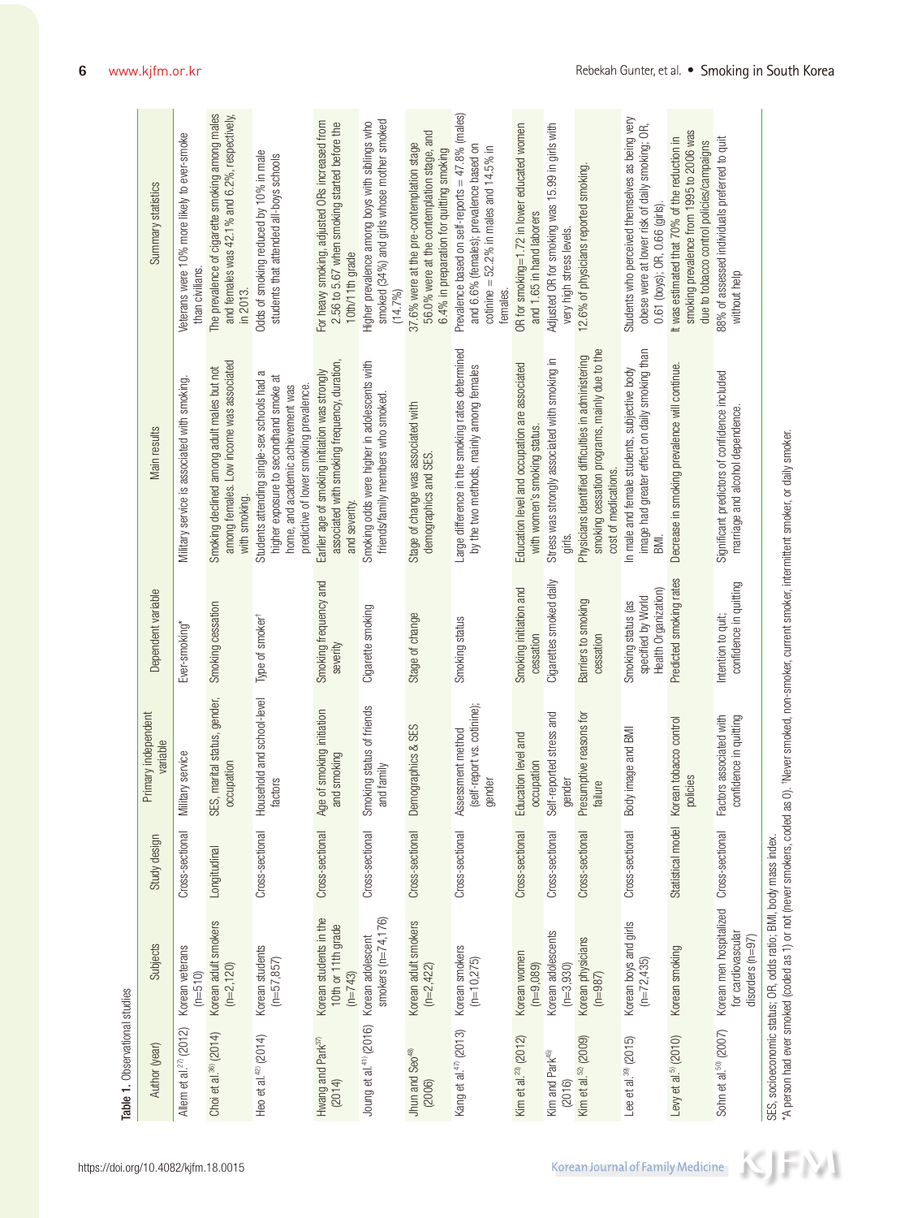**Table 1.** Observational studies

| Author (year) | Subjects | Study design | Primary independent variable | Dependent variable | Main results | Summary statistics |
|---|---|---|---|---|---|---|
| Allem et al.[27] (2012) | Korean veterans (n=510) | Cross-sectional | Military service | Ever-smoking* | Military service is associated with smoking. | Veterans were 10% more likely to ever-smoke than civilians. |
| Choi et al.[36] (2014) | Korean adult smokers (n=2,120) | Longitudinal | SES, marital status, gender, occupation | Smoking cessation | Smoking declined among adult males but not among females. Low income was associated with smoking. | The prevalence of cigarette smoking among males and females was 42.1% and 6.2%, respectively, in 2013. |
| Heo et al.[42] (2014) | Korean students (n=57,857) | Cross-sectional | Household and school-level factors | Type of smoker† | Students attending single-sex schools had a higher exposure to secondhand smoke at home, and academic achievement was predictive of lower smoking prevalence. | Odds of smoking reduced by 10% in male students that attended all-boys schools |
| Hwang and Park[37] (2014) | Korean students in the 10th or 11th grade (n=743) | Cross-sectional | Age of smoking initiation and smoking | Smoking frequency and severity | Earlier age of smoking initiation was strongly associated with smoking frequency, duration, and severity. | For heavy smoking, adjusted ORs increased from 2.56 to 5.67 when smoking started before the 10th/11th grade |
| Joung et al.[41] (2016) | Korean adolescent smokers (n=74,176) | Cross-sectional | Smoking status of friends and family | Cigarette smoking | Smoking odds were higher in adolescents with friends/family members who smoked. | Higher prevalence among boys with siblings who smoked (34%) and girls whose mother smoked (14.7%) |
| Jhun and Seo[48] (2006) | Korean adult smokers (n=2,422) | Cross-sectional | Demographics & SES | Stage of change | Stage of change was associated with demographics and SES. | 37.6% were at the pre-contemplation stage 56.0% were at the contemplation stage, and 6.4% in preparation for quitting smoking |
| Kang et al.[47] (2013) | Korean smokers (n=10,275) | Cross-sectional | Assessment method (self-report vs. cotinine); gender | Smoking status | Large difference in the smoking rates determined by the two methods, mainly among females | Prevalence based on self-reports = 47.8% (males) and 6.6% (females); prevalence based on cotinine = 52.2% in males and 14.5% in females. |
| Kim et al.[23] (2012) | Korean women (n=9,089) | Cross-sectional | Education level and occupation | Smoking initiation and cessation | Education level and occupation are associated with women's smoking status. | OR for smoking=1.72 in lower educated women and 1.65 in hand laborers |
| Kim and Park[45] (2016) | Korean adolescents (n=3,930) | Cross-sectional | Self-reported stress and gender | Cigarettes smoked daily | Stress was strongly associated with smoking in girls. | Adjusted OR for smoking was 15.99 in girls with very high stress levels. |
| Kim et al.[52] (2009) | Korean physicians (n=987) | Cross-sectional | Presumptive reasons for failure | Barriers to smoking cessation | Physicians identified difficulties in administering smoking cessation programs, mainly due to the cost of medications. | 12.6% of physicians reported smoking. |
| Lee et al.[39] (2015) | Korean boys and girls (n=72,435) | Cross-sectional | Body image and BMI | Smoking status (as specified by World Health Organization) | In male and female students, subjective body image had greater effect on daily smoking than BMI. | Students who perceived themselves as being very obese were at lower risk of daily smoking; OR, 0.61 (boys); OR, 0.66 (girls). |
| Levy et al.[5] (2010) | Korean smoking | Statistical model | Korean tobacco control policies | Predicted smoking rates | Decrease in smoking prevalence will continue. | It was estimated that 70% of the reduction in smoking prevalence from 1995 to 2006 was due to tobacco control policies/campaigns |
| Sohn et al.[50] (2007) | Korean men hospitalized for cardiovascular disorders (n=97) | Cross-sectional | Factors associated with confidence in quitting | Intention to quit; confidence in quitting | Significant predictors of confidence included marriage and alcohol dependence. | 88% of assessed individuals preferred to quit without help |

SES, socioeconomic status; OR, odds ratio; BMI, body mass index.
*A person had ever smoked (coded as 1) or not (never smokers, coded as 0). †Never smoked, non-smoker, current smoker, intermittent smoker, or daily smoker.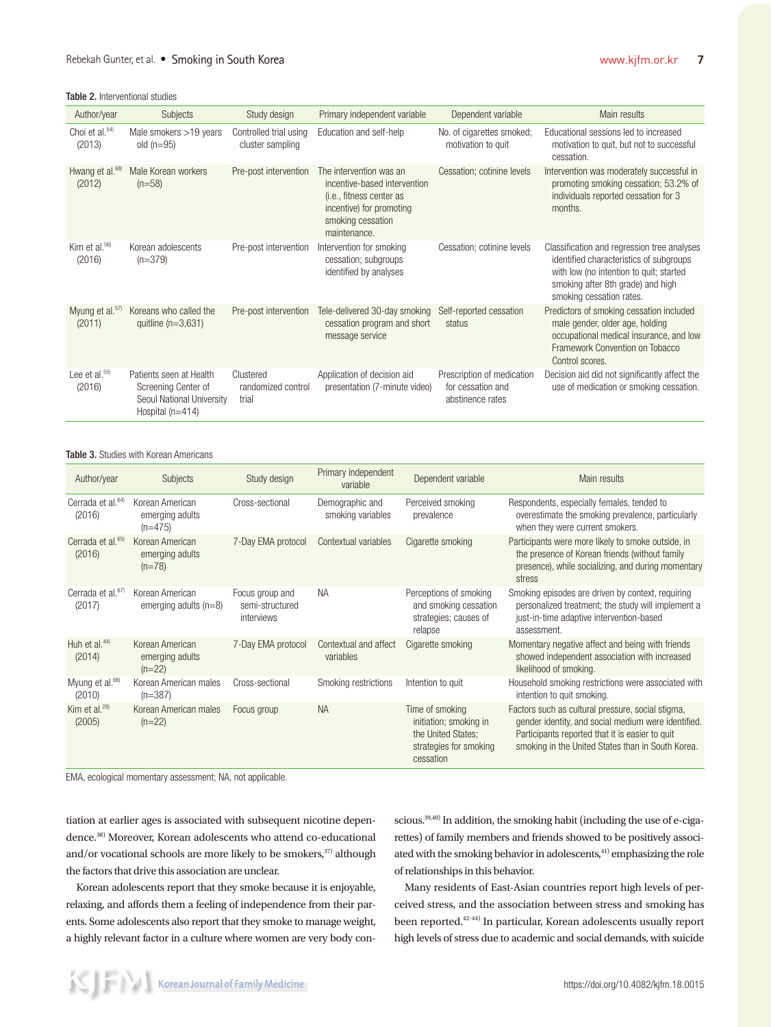**Table 2.** Interventional studies

| Author/year | Subjects | Study design | Primary independent variable | Dependent variable | Main results |
|---|---|---|---|---|---|
| Choi et al.[54] (2013) | Male smokers >19 years old (n=95) | Controlled trial using cluster sampling | Education and self-help | No. of cigarettes smoked; motivation to quit | Educational sessions led to increased motivation to quit, but not to successful cessation. |
| Hwang et al.[68] (2012) | Male Korean workers (n=58) | Pre-post intervention | The intervention was an incentive-based intervention (i.e., fitness center as incentive) for promoting smoking cessation maintenance. | Cessation; cotinine levels | Intervention was moderately successful in promoting smoking cessation; 53.2% of individuals reported cessation for 3 months. |
| Kim et al.[56] (2016) | Korean adolescents (n=379) | Pre-post intervention | Intervention for smoking cessation; subgroups identified by analyses | Cessation; cotinine levels | Classification and regression tree analyses identified characteristics of subgroups with low (no intention to quit; started smoking after 8th grade) and high smoking cessation rates. |
| Myung et al.[57] (2011) | Koreans who called the quitline (n=3,631) | Pre-post intervention | Tele-delivered 30-day smoking cessation program and short message service | Self-reported cessation status | Predictors of smoking cessation included male gender, older age, holding occupational medical insurance, and low Framework Convention on Tobacco Control scores. |
| Lee et al.[55] (2016) | Patients seen at Health Screening Center of Seoul National University Hospital (n=414) | Clustered randomized control trial | Application of decision aid presentation (7-minute video) | Prescription of medication for cessation and abstinence rates | Decision aid did not significantly affect the use of medication or smoking cessation. |

**Table 3.** Studies with Korean Americans

| Author/year | Subjects | Study design | Primary independent variable | Dependent variable | Main results |
|---|---|---|---|---|---|
| Cerrada et al.[64] (2016) | Korean American emerging adults (n=475) | Cross-sectional | Demographic and smoking variables | Perceived smoking prevalence | Respondents, especially females, tended to overestimate the smoking prevalence, particularly when they were current smokers. |
| Cerrada et al.[65] (2016) | Korean American emerging adults (n=78) | 7-Day EMA protocol | Contextual variables | Cigarette smoking | Participants were more likely to smoke outside, in the presence of Korean friends (without family presence), while socializing, and during momentary stress |
| Cerrada et al.[67] (2017) | Korean American emerging adults (n=8) | Focus group and semi-structured interviews | NA | Perceptions of smoking and smoking cessation strategies; causes of relapse | Smoking episodes are driven by context, requiring personalized treatment; the study will implement a just-in-time adaptive intervention-based assessment. |
| Huh et al.[44] (2014) | Korean American emerging adults (n=22) | 7-Day EMA protocol | Contextual and affect variables | Cigarette smoking | Momentary negative affect and being with friends showed independent association with increased likelihood of smoking. |
| Myung et al.[66] (2010) | Korean American males (n=387) | Cross-sectional | Smoking restrictions | Intention to quit | Household smoking restrictions were associated with intention to quit smoking. |
| Kim et al.[28] (2005) | Korean American males (n=22) | Focus group | NA | Time of smoking initiation; smoking in the United States; strategies for smoking cessation | Factors such as cultural pressure, social stigma, gender identity, and social medium were identified. Participants reported that it is easier to quit smoking in the United States than in South Korea. |

EMA, ecological momentary assessment; NA, not applicable.

tiation at earlier ages is associated with subsequent nicotine dependence.[38] Moreover, Korean adolescents who attend co-educational and/or vocational schools are more likely to be smokers,[37] although the factors that drive this association are unclear.

Korean adolescents report that they smoke because it is enjoyable, relaxing, and affords them a feeling of independence from their parents. Some adolescents also report that they smoke to manage weight, a highly relevant factor in a culture where women are very body conscious.[39,40] In addition, the smoking habit (including the use of e-cigarettes) of family members and friends showed to be positively associated with the smoking behavior in adolescents,[41] emphasizing the role of relationships in this behavior.

Many residents of East-Asian countries report high levels of perceived stress, and the association between stress and smoking has been reported.[42-44] In particular, Korean adolescents usually report high levels of stress due to academic and social demands, with suicide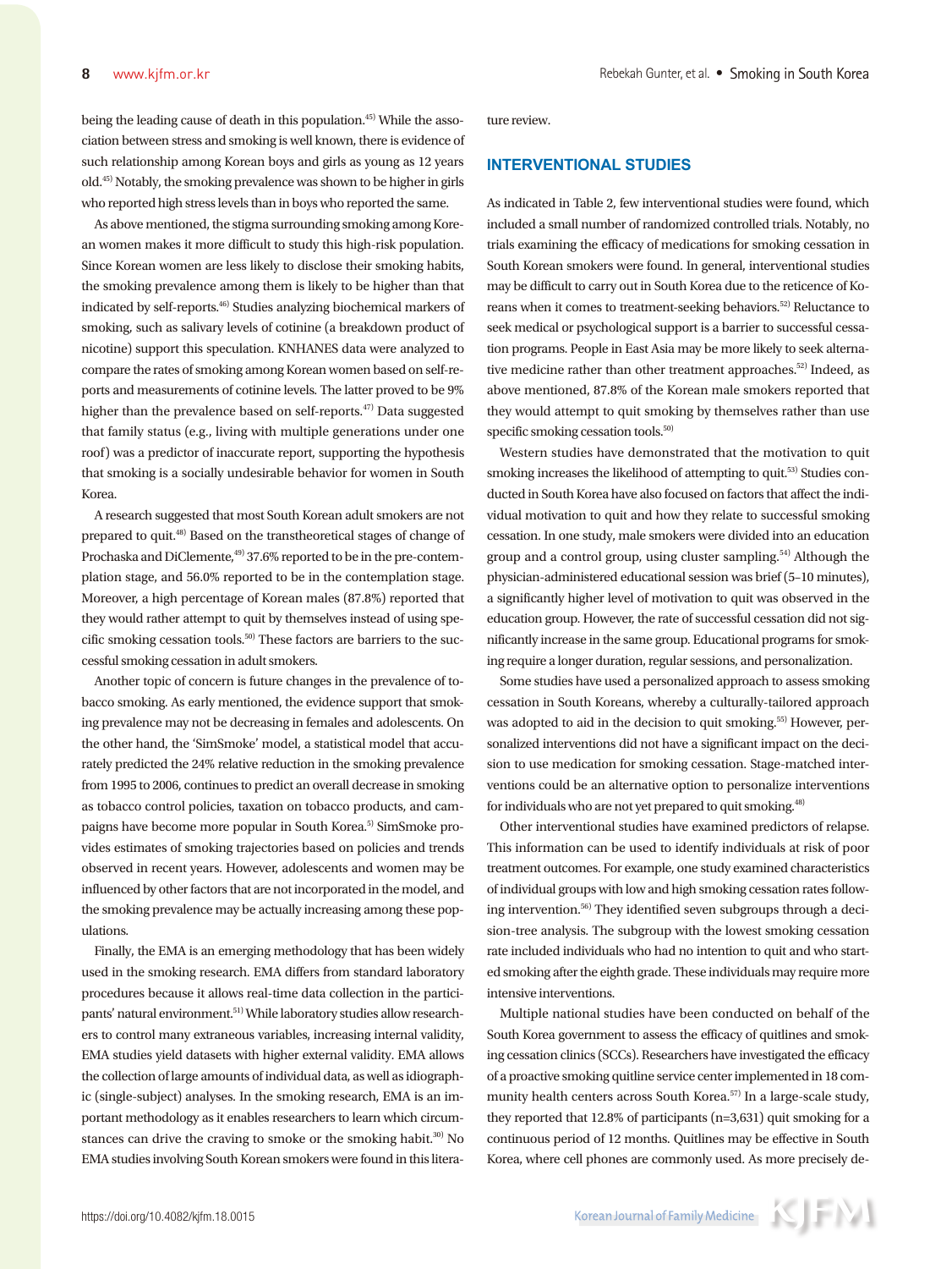being the leading cause of death in this population.[45] While the association between stress and smoking is well known, there is evidence of such relationship among Korean boys and girls as young as 12 years old.[45] Notably, the smoking prevalence was shown to be higher in girls who reported high stress levels than in boys who reported the same.

As above mentioned, the stigma surrounding smoking among Korean women makes it more difficult to study this high-risk population. Since Korean women are less likely to disclose their smoking habits, the smoking prevalence among them is likely to be higher than that indicated by self-reports.[46] Studies analyzing biochemical markers of smoking, such as salivary levels of cotinine (a breakdown product of nicotine) support this speculation. KNHANES data were analyzed to compare the rates of smoking among Korean women based on self-reports and measurements of cotinine levels. The latter proved to be 9% higher than the prevalence based on self-reports.[47] Data suggested that family status (e.g., living with multiple generations under one roof) was a predictor of inaccurate report, supporting the hypothesis that smoking is a socially undesirable behavior for women in South Korea.

A research suggested that most South Korean adult smokers are not prepared to quit.[48] Based on the transtheoretical stages of change of Prochaska and DiClemente,[49] 37.6% reported to be in the pre-contemplation stage, and 56.0% reported to be in the contemplation stage. Moreover, a high percentage of Korean males (87.8%) reported that they would rather attempt to quit by themselves instead of using specific smoking cessation tools.[50] These factors are barriers to the successful smoking cessation in adult smokers.

Another topic of concern is future changes in the prevalence of tobacco smoking. As early mentioned, the evidence support that smoking prevalence may not be decreasing in females and adolescents. On the other hand, the 'SimSmoke' model, a statistical model that accurately predicted the 24% relative reduction in the smoking prevalence from 1995 to 2006, continues to predict an overall decrease in smoking as tobacco control policies, taxation on tobacco products, and campaigns have become more popular in South Korea.[5] SimSmoke provides estimates of smoking trajectories based on policies and trends observed in recent years. However, adolescents and women may be influenced by other factors that are not incorporated in the model, and the smoking prevalence may be actually increasing among these populations.

Finally, the EMA is an emerging methodology that has been widely used in the smoking research. EMA differs from standard laboratory procedures because it allows real-time data collection in the participants' natural environment.[51] While laboratory studies allow researchers to control many extraneous variables, increasing internal validity, EMA studies yield datasets with higher external validity. EMA allows the collection of large amounts of individual data, as well as idiographic (single-subject) analyses. In the smoking research, EMA is an important methodology as it enables researchers to learn which circumstances can drive the craving to smoke or the smoking habit.[30] No EMA studies involving South Korean smokers were found in this literature review.

## INTERVENTIONAL STUDIES

As indicated in Table 2, few interventional studies were found, which included a small number of randomized controlled trials. Notably, no trials examining the efficacy of medications for smoking cessation in South Korean smokers were found. In general, interventional studies may be difficult to carry out in South Korea due to the reticence of Koreans when it comes to treatment-seeking behaviors.[52] Reluctance to seek medical or psychological support is a barrier to successful cessation programs. People in East Asia may be more likely to seek alternative medicine rather than other treatment approaches.[52] Indeed, as above mentioned, 87.8% of the Korean male smokers reported that they would attempt to quit smoking by themselves rather than use specific smoking cessation tools.[50]

Western studies have demonstrated that the motivation to quit smoking increases the likelihood of attempting to quit.[53] Studies conducted in South Korea have also focused on factors that affect the individual motivation to quit and how they relate to successful smoking cessation. In one study, male smokers were divided into an education group and a control group, using cluster sampling.[54] Although the physician-administered educational session was brief (5–10 minutes), a significantly higher level of motivation to quit was observed in the education group. However, the rate of successful cessation did not significantly increase in the same group. Educational programs for smoking require a longer duration, regular sessions, and personalization.

Some studies have used a personalized approach to assess smoking cessation in South Koreans, whereby a culturally-tailored approach was adopted to aid in the decision to quit smoking.[55] However, personalized interventions did not have a significant impact on the decision to use medication for smoking cessation. Stage-matched interventions could be an alternative option to personalize interventions for individuals who are not yet prepared to quit smoking.[48]

Other interventional studies have examined predictors of relapse. This information can be used to identify individuals at risk of poor treatment outcomes. For example, one study examined characteristics of individual groups with low and high smoking cessation rates following intervention.[56] They identified seven subgroups through a decision-tree analysis. The subgroup with the lowest smoking cessation rate included individuals who had no intention to quit and who started smoking after the eighth grade. These individuals may require more intensive interventions.

Multiple national studies have been conducted on behalf of the South Korea government to assess the efficacy of quitlines and smoking cessation clinics (SCCs). Researchers have investigated the efficacy of a proactive smoking quitline service center implemented in 18 community health centers across South Korea.[57] In a large-scale study, they reported that 12.8% of participants (n=3,631) quit smoking for a continuous period of 12 months. Quitlines may be effective in South Korea, where cell phones are commonly used. As more precisely de-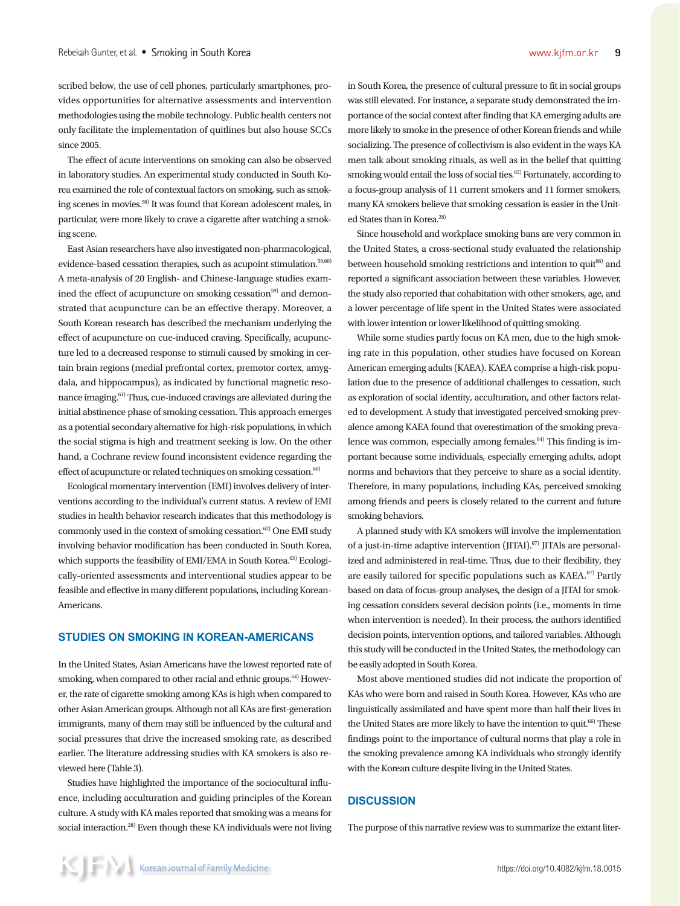scribed below, the use of cell phones, particularly smartphones, provides opportunities for alternative assessments and intervention methodologies using the mobile technology. Public health centers not only facilitate the implementation of quitlines but also house SCCs since 2005.

The effect of acute interventions on smoking can also be observed in laboratory studies. An experimental study conducted in South Korea examined the role of contextual factors on smoking, such as smoking scenes in movies.[58] It was found that Korean adolescent males, in particular, were more likely to crave a cigarette after watching a smoking scene.

East Asian researchers have also investigated non-pharmacological, evidence-based cessation therapies, such as acupoint stimulation.[59,60] A meta-analysis of 20 English- and Chinese-language studies examined the effect of acupuncture on smoking cessation[59] and demonstrated that acupuncture can be an effective therapy. Moreover, a South Korean research has described the mechanism underlying the effect of acupuncture on cue-induced craving. Specifically, acupuncture led to a decreased response to stimuli caused by smoking in certain brain regions (medial prefrontal cortex, premotor cortex, amygdala, and hippocampus), as indicated by functional magnetic resonance imaging.[61] Thus, cue-induced cravings are alleviated during the initial abstinence phase of smoking cessation. This approach emerges as a potential secondary alternative for high-risk populations, in which the social stigma is high and treatment seeking is low. On the other hand, a Cochrane review found inconsistent evidence regarding the effect of acupuncture or related techniques on smoking cessation.[60]

Ecological momentary intervention (EMI) involves delivery of interventions according to the individual's current status. A review of EMI studies in health behavior research indicates that this methodology is commonly used in the context of smoking cessation.[62] One EMI study involving behavior modification has been conducted in South Korea, which supports the feasibility of EMI/EMA in South Korea.[63] Ecologically-oriented assessments and interventional studies appear to be feasible and effective in many different populations, including Korean-Americans.

## STUDIES ON SMOKING IN KOREAN-AMERICANS

In the United States, Asian Americans have the lowest reported rate of smoking, when compared to other racial and ethnic groups.[64] However, the rate of cigarette smoking among KAs is high when compared to other Asian American groups. Although not all KAs are first-generation immigrants, many of them may still be influenced by the cultural and social pressures that drive the increased smoking rate, as described earlier. The literature addressing studies with KA smokers is also reviewed here (Table 3).

Studies have highlighted the importance of the sociocultural influence, including acculturation and guiding principles of the Korean culture. A study with KA males reported that smoking was a means for social interaction.[28] Even though these KA individuals were not living in South Korea, the presence of cultural pressure to fit in social groups was still elevated. For instance, a separate study demonstrated the importance of the social context after finding that KA emerging adults are more likely to smoke in the presence of other Korean friends and while socializing. The presence of collectivism is also evident in the ways KA men talk about smoking rituals, as well as in the belief that quitting smoking would entail the loss of social ties.[65] Fortunately, according to a focus-group analysis of 11 current smokers and 11 former smokers, many KA smokers believe that smoking cessation is easier in the United States than in Korea.[28]

Since household and workplace smoking bans are very common in the United States, a cross-sectional study evaluated the relationship between household smoking restrictions and intention to quit[66] and reported a significant association between these variables. However, the study also reported that cohabitation with other smokers, age, and a lower percentage of life spent in the United States were associated with lower intention or lower likelihood of quitting smoking.

While some studies partly focus on KA men, due to the high smoking rate in this population, other studies have focused on Korean American emerging adults (KAEA). KAEA comprise a high-risk population due to the presence of additional challenges to cessation, such as exploration of social identity, acculturation, and other factors related to development. A study that investigated perceived smoking prevalence among KAEA found that overestimation of the smoking prevalence was common, especially among females.[64] This finding is important because some individuals, especially emerging adults, adopt norms and behaviors that they perceive to share as a social identity. Therefore, in many populations, including KAs, perceived smoking among friends and peers is closely related to the current and future smoking behaviors.

A planned study with KA smokers will involve the implementation of a just-in-time adaptive intervention (JITAI).[67] JITAIs are personalized and administered in real-time. Thus, due to their flexibility, they are easily tailored for specific populations such as KAEA.[67] Partly based on data of focus-group analyses, the design of a JITAI for smoking cessation considers several decision points (i.e., moments in time when intervention is needed). In their process, the authors identified decision points, intervention options, and tailored variables. Although this study will be conducted in the United States, the methodology can be easily adopted in South Korea.

Most above mentioned studies did not indicate the proportion of KAs who were born and raised in South Korea. However, KAs who are linguistically assimilated and have spent more than half their lives in the United States are more likely to have the intention to quit.[66] These findings point to the importance of cultural norms that play a role in the smoking prevalence among KA individuals who strongly identify with the Korean culture despite living in the United States.

## DISCUSSION

The purpose of this narrative review was to summarize the extant liter-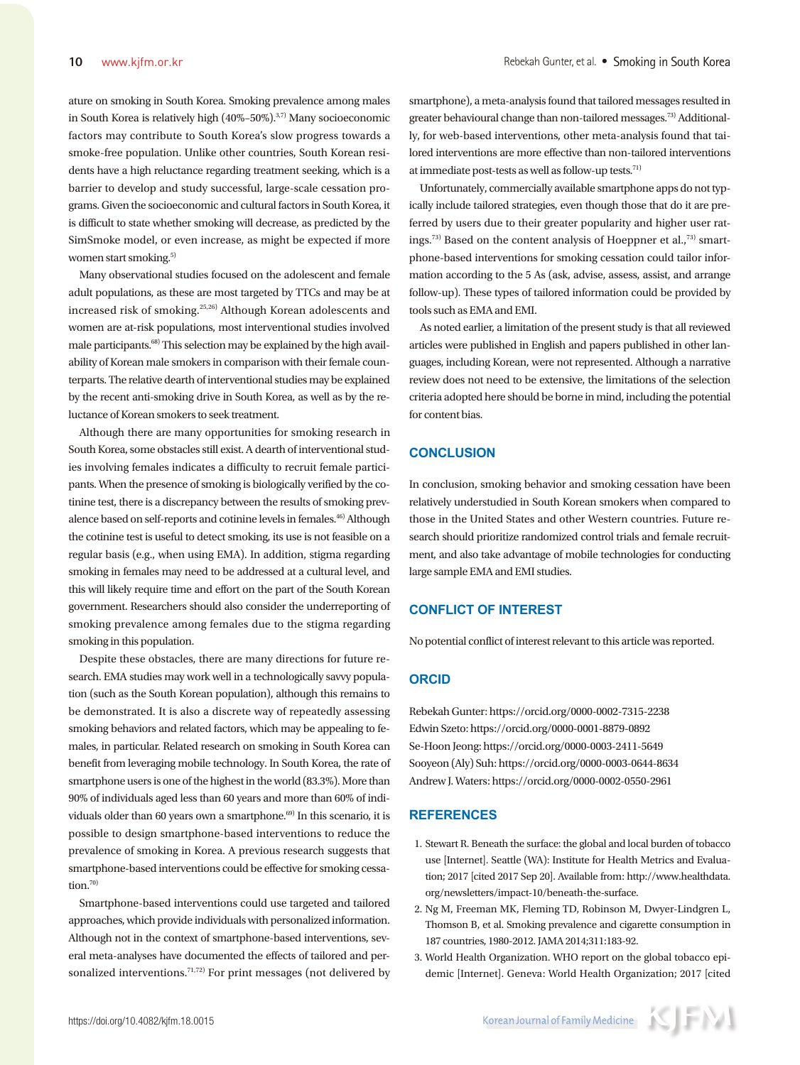ature on smoking in South Korea. Smoking prevalence among males in South Korea is relatively high (40%–50%).[3,7] Many socioeconomic factors may contribute to South Korea's slow progress towards a smoke-free population. Unlike other countries, South Korean residents have a high reluctance regarding treatment seeking, which is a barrier to develop and study successful, large-scale cessation programs. Given the socioeconomic and cultural factors in South Korea, it is difficult to state whether smoking will decrease, as predicted by the SimSmoke model, or even increase, as might be expected if more women start smoking.[5]

Many observational studies focused on the adolescent and female adult populations, as these are most targeted by TTCs and may be at increased risk of smoking.[25,26] Although Korean adolescents and women are at-risk populations, most interventional studies involved male participants.[68] This selection may be explained by the high availability of Korean male smokers in comparison with their female counterparts. The relative dearth of interventional studies may be explained by the recent anti-smoking drive in South Korea, as well as by the reluctance of Korean smokers to seek treatment.

Although there are many opportunities for smoking research in South Korea, some obstacles still exist. A dearth of interventional studies involving females indicates a difficulty to recruit female participants. When the presence of smoking is biologically verified by the cotinine test, there is a discrepancy between the results of smoking prevalence based on self-reports and cotinine levels in females.[46] Although the cotinine test is useful to detect smoking, its use is not feasible on a regular basis (e.g., when using EMA). In addition, stigma regarding smoking in females may need to be addressed at a cultural level, and this will likely require time and effort on the part of the South Korean government. Researchers should also consider the underreporting of smoking prevalence among females due to the stigma regarding smoking in this population.

Despite these obstacles, there are many directions for future research. EMA studies may work well in a technologically savvy population (such as the South Korean population), although this remains to be demonstrated. It is also a discrete way of repeatedly assessing smoking behaviors and related factors, which may be appealing to females, in particular. Related research on smoking in South Korea can benefit from leveraging mobile technology. In South Korea, the rate of smartphone users is one of the highest in the world (83.3%). More than 90% of individuals aged less than 60 years and more than 60% of individuals older than 60 years own a smartphone.[69] In this scenario, it is possible to design smartphone-based interventions to reduce the prevalence of smoking in Korea. A previous research suggests that smartphone-based interventions could be effective for smoking cessation.[70]

Smartphone-based interventions could use targeted and tailored approaches, which provide individuals with personalized information. Although not in the context of smartphone-based interventions, several meta-analyses have documented the effects of tailored and personalized interventions.[71,72] For print messages (not delivered by smartphone), a meta-analysis found that tailored messages resulted in greater behavioural change than non-tailored messages.[73] Additionally, for web-based interventions, other meta-analysis found that tailored interventions are more effective than non-tailored interventions at immediate post-tests as well as follow-up tests.[71]

Unfortunately, commercially available smartphone apps do not typically include tailored strategies, even though those that do it are preferred by users due to their greater popularity and higher user ratings.[73] Based on the content analysis of Hoeppner et al.,[73] smartphone-based interventions for smoking cessation could tailor information according to the 5 As (ask, advise, assess, assist, and arrange follow-up). These types of tailored information could be provided by tools such as EMA and EMI.

As noted earlier, a limitation of the present study is that all reviewed articles were published in English and papers published in other languages, including Korean, were not represented. Although a narrative review does not need to be extensive, the limitations of the selection criteria adopted here should be borne in mind, including the potential for content bias.

## CONCLUSION

In conclusion, smoking behavior and smoking cessation have been relatively understudied in South Korean smokers when compared to those in the United States and other Western countries. Future research should prioritize randomized control trials and female recruitment, and also take advantage of mobile technologies for conducting large sample EMA and EMI studies.

## CONFLICT OF INTEREST

No potential conflict of interest relevant to this article was reported.

## ORCID

Rebekah Gunter: https://orcid.org/0000-0002-7315-2238
Edwin Szeto: https://orcid.org/0000-0001-8879-0892
Se-Hoon Jeong: https://orcid.org/0000-0003-2411-5649
Sooyeon (Aly) Suh: https://orcid.org/0000-0003-0644-8634
Andrew J. Waters: https://orcid.org/0000-0002-0550-2961

## REFERENCES

1. Stewart R. Beneath the surface: the global and local burden of tobacco use [Internet]. Seattle (WA): Institute for Health Metrics and Evaluation; 2017 [cited 2017 Sep 20]. Available from: http://www.healthdata.org/newsletters/impact-10/beneath-the-surface.
2. Ng M, Freeman MK, Fleming TD, Robinson M, Dwyer-Lindgren L, Thomson B, et al. Smoking prevalence and cigarette consumption in 187 countries, 1980-2012. JAMA 2014;311:183-92.
3. World Health Organization. WHO report on the global tobacco epidemic [Internet]. Geneva: World Health Organization; 2017 [cited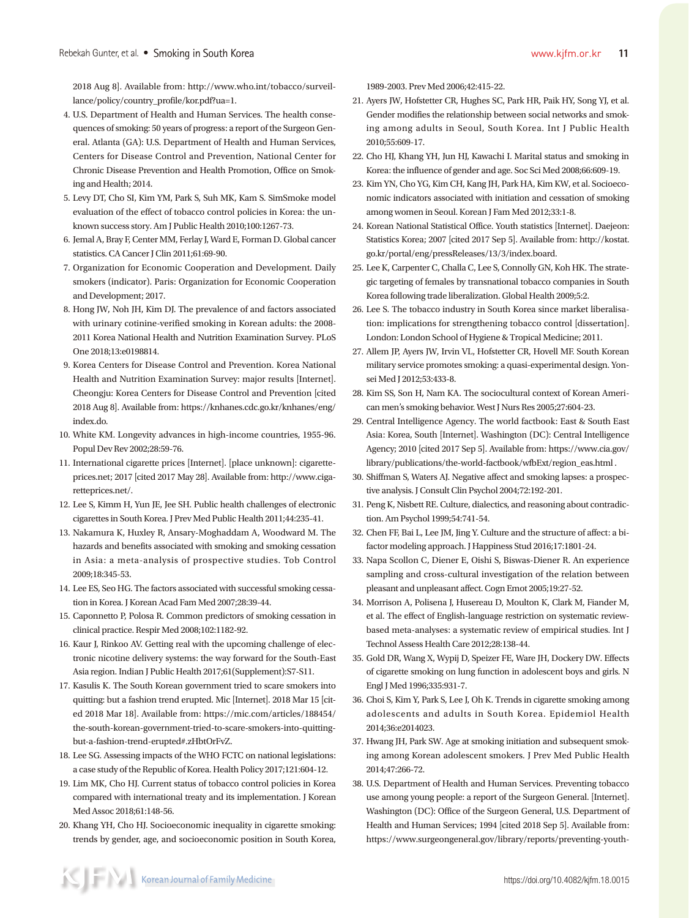2018 Aug 8]. Available from: http://www.who.int/tobacco/surveillance/policy/country_profile/kor.pdf?ua=1.

4. U.S. Department of Health and Human Services. The health consequences of smoking: 50 years of progress: a report of the Surgeon General. Atlanta (GA): U.S. Department of Health and Human Services, Centers for Disease Control and Prevention, National Center for Chronic Disease Prevention and Health Promotion, Office on Smoking and Health; 2014.
5. Levy DT, Cho SI, Kim YM, Park S, Suh MK, Kam S. SimSmoke model evaluation of the effect of tobacco control policies in Korea: the unknown success story. Am J Public Health 2010;100:1267-73.
6. Jemal A, Bray F, Center MM, Ferlay J, Ward E, Forman D. Global cancer statistics. CA Cancer J Clin 2011;61:69-90.
7. Organization for Economic Cooperation and Development. Daily smokers (indicator). Paris: Organization for Economic Cooperation and Development; 2017.
8. Hong JW, Noh JH, Kim DJ. The prevalence of and factors associated with urinary cotinine-verified smoking in Korean adults: the 2008-2011 Korea National Health and Nutrition Examination Survey. PLoS One 2018;13:e0198814.
9. Korea Centers for Disease Control and Prevention. Korea National Health and Nutrition Examination Survey: major results [Internet]. Cheongju: Korea Centers for Disease Control and Prevention [cited 2018 Aug 8]. Available from: https://knhanes.cdc.go.kr/knhanes/eng/index.do.
10. White KM. Longevity advances in high-income countries, 1955-96. Popul Dev Rev 2002;28:59-76.
11. International cigarette prices [Internet]. [place unknown]: cigaretteprices.net; 2017 [cited 2017 May 28]. Available from: http://www.cigaretteprices.net/.
12. Lee S, Kimm H, Yun JE, Jee SH. Public health challenges of electronic cigarettes in South Korea. J Prev Med Public Health 2011;44:235-41.
13. Nakamura K, Huxley R, Ansary-Moghaddam A, Woodward M. The hazards and benefits associated with smoking and smoking cessation in Asia: a meta-analysis of prospective studies. Tob Control 2009;18:345-53.
14. Lee ES, Seo HG. The factors associated with successful smoking cessation in Korea. J Korean Acad Fam Med 2007;28:39-44.
15. Caponnetto P, Polosa R. Common predictors of smoking cessation in clinical practice. Respir Med 2008;102:1182-92.
16. Kaur J, Rinkoo AV. Getting real with the upcoming challenge of electronic nicotine delivery systems: the way forward for the South-East Asia region. Indian J Public Health 2017;61(Supplement):S7-S11.
17. Kasulis K. The South Korean government tried to scare smokers into quitting: but a fashion trend erupted. Mic [Internet]. 2018 Mar 15 [cited 2018 Mar 18]. Available from: https://mic.com/articles/188454/the-south-korean-government-tried-to-scare-smokers-into-quitting-but-a-fashion-trend-erupted#.zHbtOrFvZ.
18. Lee SG. Assessing impacts of the WHO FCTC on national legislations: a case study of the Republic of Korea. Health Policy 2017;121:604-12.
19. Lim MK, Cho HJ. Current status of tobacco control policies in Korea compared with international treaty and its implementation. J Korean Med Assoc 2018;61:148-56.
20. Khang YH, Cho HJ. Socioeconomic inequality in cigarette smoking: trends by gender, age, and socioeconomic position in South Korea, 1989-2003. Prev Med 2006;42:415-22.
21. Ayers JW, Hofstetter CR, Hughes SC, Park HR, Paik HY, Song YJ, et al. Gender modifies the relationship between social networks and smoking among adults in Seoul, South Korea. Int J Public Health 2010;55:609-17.
22. Cho HJ, Khang YH, Jun HJ, Kawachi I. Marital status and smoking in Korea: the influence of gender and age. Soc Sci Med 2008;66:609-19.
23. Kim YN, Cho YG, Kim CH, Kang JH, Park HA, Kim KW, et al. Socioeconomic indicators associated with initiation and cessation of smoking among women in Seoul. Korean J Fam Med 2012;33:1-8.
24. Korean National Statistical Office. Youth statistics [Internet]. Daejeon: Statistics Korea; 2007 [cited 2017 Sep 5]. Available from: http://kostat.go.kr/portal/eng/pressReleases/13/3/index.board.
25. Lee K, Carpenter C, Challa C, Lee S, Connolly GN, Koh HK. The strategic targeting of females by transnational tobacco companies in South Korea following trade liberalization. Global Health 2009;5:2.
26. Lee S. The tobacco industry in South Korea since market liberalisation: implications for strengthening tobacco control [dissertation]. London: London School of Hygiene & Tropical Medicine; 2011.
27. Allem JP, Ayers JW, Irvin VL, Hofstetter CR, Hovell MF. South Korean military service promotes smoking: a quasi-experimental design. Yonsei Med J 2012;53:433-8.
28. Kim SS, Son H, Nam KA. The sociocultural context of Korean American men's smoking behavior. West J Nurs Res 2005;27:604-23.
29. Central Intelligence Agency. The world factbook: East & South East Asia: Korea, South [Internet]. Washington (DC): Central Intelligence Agency; 2010 [cited 2017 Sep 5]. Available from: https://www.cia.gov/library/publications/the-world-factbook/wfbExt/region_eas.html .
30. Shiffman S, Waters AJ. Negative affect and smoking lapses: a prospective analysis. J Consult Clin Psychol 2004;72:192-201.
31. Peng K, Nisbett RE. Culture, dialectics, and reasoning about contradiction. Am Psychol 1999;54:741-54.
32. Chen FF, Bai L, Lee JM, Jing Y. Culture and the structure of affect: a bifactor modeling approach. J Happiness Stud 2016;17:1801-24.
33. Napa Scollon C, Diener E, Oishi S, Biswas-Diener R. An experience sampling and cross-cultural investigation of the relation between pleasant and unpleasant affect. Cogn Emot 2005;19:27-52.
34. Morrison A, Polisena J, Husereau D, Moulton K, Clark M, Fiander M, et al. The effect of English-language restriction on systematic review-based meta-analyses: a systematic review of empirical studies. Int J Technol Assess Health Care 2012;28:138-44.
35. Gold DR, Wang X, Wypij D, Speizer FE, Ware JH, Dockery DW. Effects of cigarette smoking on lung function in adolescent boys and girls. N Engl J Med 1996;335:931-7.
36. Choi S, Kim Y, Park S, Lee J, Oh K. Trends in cigarette smoking among adolescents and adults in South Korea. Epidemiol Health 2014;36:e2014023.
37. Hwang JH, Park SW. Age at smoking initiation and subsequent smoking among Korean adolescent smokers. J Prev Med Public Health 2014;47:266-72.
38. U.S. Department of Health and Human Services. Preventing tobacco use among young people: a report of the Surgeon General. [Internet]. Washington (DC): Office of the Surgeon General, U.S. Department of Health and Human Services; 1994 [cited 2018 Sep 5]. Available from: https://www.surgeongeneral.gov/library/reports/preventing-youth-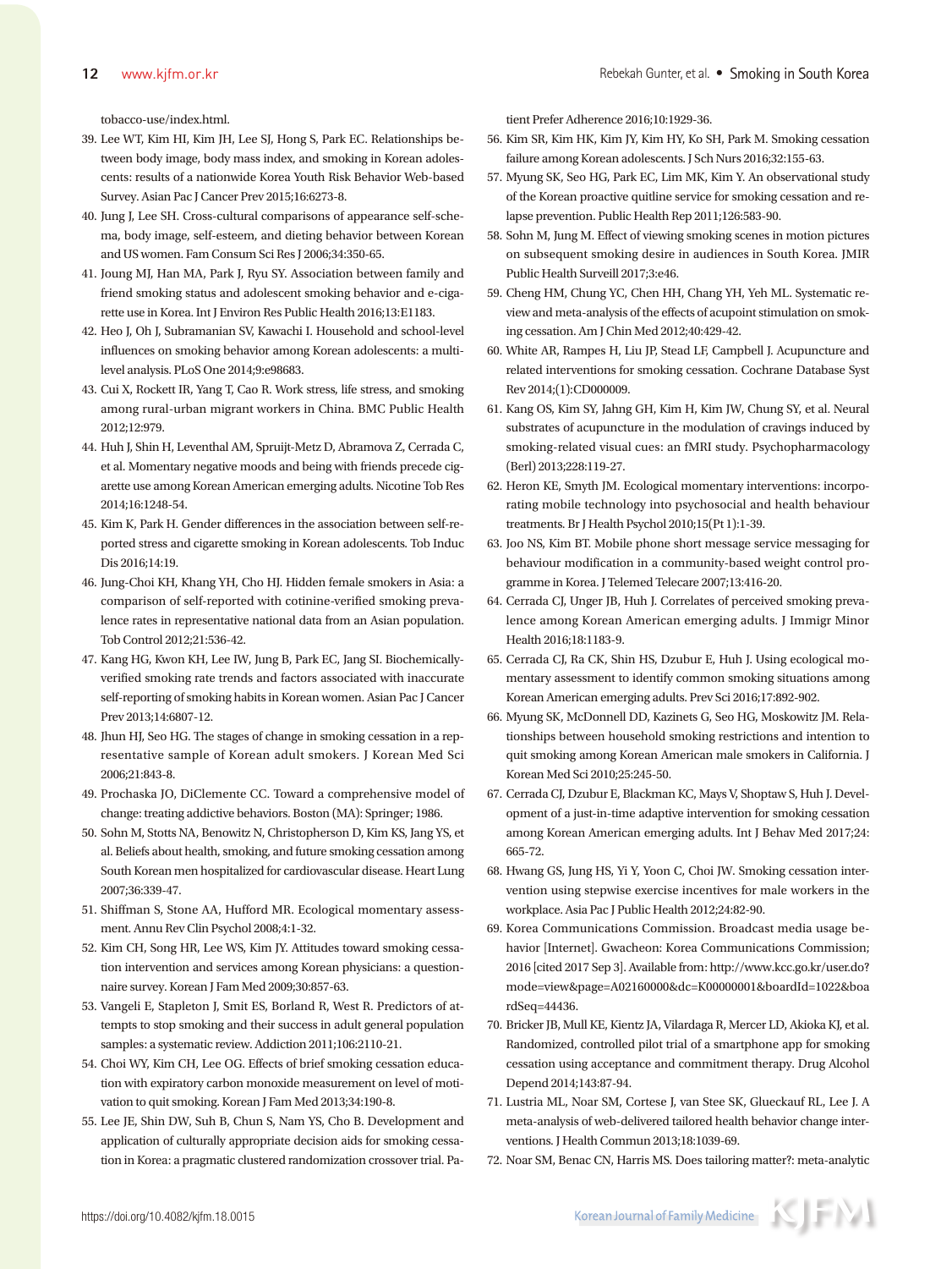tobacco-use/index.html.

39. Lee WT, Kim HI, Kim JH, Lee SJ, Hong S, Park EC. Relationships between body image, body mass index, and smoking in Korean adolescents: results of a nationwide Korea Youth Risk Behavior Web-based Survey. Asian Pac J Cancer Prev 2015;16:6273-8.
40. Jung J, Lee SH. Cross-cultural comparisons of appearance self-schema, body image, self-esteem, and dieting behavior between Korean and US women. Fam Consum Sci Res J 2006;34:350-65.
41. Joung MJ, Han MA, Park J, Ryu SY. Association between family and friend smoking status and adolescent smoking behavior and e-cigarette use in Korea. Int J Environ Res Public Health 2016;13:E1183.
42. Heo J, Oh J, Subramanian SV, Kawachi I. Household and school-level influences on smoking behavior among Korean adolescents: a multilevel analysis. PLoS One 2014;9:e98683.
43. Cui X, Rockett IR, Yang T, Cao R. Work stress, life stress, and smoking among rural-urban migrant workers in China. BMC Public Health 2012;12:979.
44. Huh J, Shin H, Leventhal AM, Spruijt-Metz D, Abramova Z, Cerrada C, et al. Momentary negative moods and being with friends precede cigarette use among Korean American emerging adults. Nicotine Tob Res 2014;16:1248-54.
45. Kim K, Park H. Gender differences in the association between self-reported stress and cigarette smoking in Korean adolescents. Tob Induc Dis 2016;14:19.
46. Jung-Choi KH, Khang YH, Cho HJ. Hidden female smokers in Asia: a comparison of self-reported with cotinine-verified smoking prevalence rates in representative national data from an Asian population. Tob Control 2012;21:536-42.
47. Kang HG, Kwon KH, Lee IW, Jung B, Park EC, Jang SI. Biochemically-verified smoking rate trends and factors associated with inaccurate self-reporting of smoking habits in Korean women. Asian Pac J Cancer Prev 2013;14:6807-12.
48. Jhun HJ, Seo HG. The stages of change in smoking cessation in a representative sample of Korean adult smokers. J Korean Med Sci 2006;21:843-8.
49. Prochaska JO, DiClemente CC. Toward a comprehensive model of change: treating addictive behaviors. Boston (MA): Springer; 1986.
50. Sohn M, Stotts NA, Benowitz N, Christopherson D, Kim KS, Jang YS, et al. Beliefs about health, smoking, and future smoking cessation among South Korean men hospitalized for cardiovascular disease. Heart Lung 2007;36:339-47.
51. Shiffman S, Stone AA, Hufford MR. Ecological momentary assessment. Annu Rev Clin Psychol 2008;4:1-32.
52. Kim CH, Song HR, Lee WS, Kim JY. Attitudes toward smoking cessation intervention and services among Korean physicians: a questionnaire survey. Korean J Fam Med 2009;30:857-63.
53. Vangeli E, Stapleton J, Smit ES, Borland R, West R. Predictors of attempts to stop smoking and their success in adult general population samples: a systematic review. Addiction 2011;106:2110-21.
54. Choi WY, Kim CH, Lee OG. Effects of brief smoking cessation education with expiratory carbon monoxide measurement on level of motivation to quit smoking. Korean J Fam Med 2013;34:190-8.
55. Lee JE, Shin DW, Suh B, Chun S, Nam YS, Cho B. Development and application of culturally appropriate decision aids for smoking cessation in Korea: a pragmatic clustered randomization crossover trial. Patient Prefer Adherence 2016;10:1929-36.
56. Kim SR, Kim HK, Kim JY, Kim HY, Ko SH, Park M. Smoking cessation failure among Korean adolescents. J Sch Nurs 2016;32:155-63.
57. Myung SK, Seo HG, Park EC, Lim MK, Kim Y. An observational study of the Korean proactive quitline service for smoking cessation and relapse prevention. Public Health Rep 2011;126:583-90.
58. Sohn M, Jung M. Effect of viewing smoking scenes in motion pictures on subsequent smoking desire in audiences in South Korea. JMIR Public Health Surveill 2017;3:e46.
59. Cheng HM, Chung YC, Chen HH, Chang YH, Yeh ML. Systematic review and meta-analysis of the effects of acupoint stimulation on smoking cessation. Am J Chin Med 2012;40:429-42.
60. White AR, Rampes H, Liu JP, Stead LF, Campbell J. Acupuncture and related interventions for smoking cessation. Cochrane Database Syst Rev 2014;(1):CD000009.
61. Kang OS, Kim SY, Jahng GH, Kim H, Kim JW, Chung SY, et al. Neural substrates of acupuncture in the modulation of cravings induced by smoking-related visual cues: an fMRI study. Psychopharmacology (Berl) 2013;228:119-27.
62. Heron KE, Smyth JM. Ecological momentary interventions: incorporating mobile technology into psychosocial and health behaviour treatments. Br J Health Psychol 2010;15(Pt 1):1-39.
63. Joo NS, Kim BT. Mobile phone short message service messaging for behaviour modification in a community-based weight control programme in Korea. J Telemed Telecare 2007;13:416-20.
64. Cerrada CJ, Unger JB, Huh J. Correlates of perceived smoking prevalence among Korean American emerging adults. J Immigr Minor Health 2016;18:1183-9.
65. Cerrada CJ, Ra CK, Shin HS, Dzubur E, Huh J. Using ecological momentary assessment to identify common smoking situations among Korean American emerging adults. Prev Sci 2016;17:892-902.
66. Myung SK, McDonnell DD, Kazinets G, Seo HG, Moskowitz JM. Relationships between household smoking restrictions and intention to quit smoking among Korean American male smokers in California. J Korean Med Sci 2010;25:245-50.
67. Cerrada CJ, Dzubur E, Blackman KC, Mays V, Shoptaw S, Huh J. Development of a just-in-time adaptive intervention for smoking cessation among Korean American emerging adults. Int J Behav Med 2017;24:665-72.
68. Hwang GS, Jung HS, Yi Y, Yoon C, Choi JW. Smoking cessation intervention using stepwise exercise incentives for male workers in the workplace. Asia Pac J Public Health 2012;24:82-90.
69. Korea Communications Commission. Broadcast media usage behavior [Internet]. Gwacheon: Korea Communications Commission; 2016 [cited 2017 Sep 3]. Available from: http://www.kcc.go.kr/user.do?mode=view&page=A02160000&dc=K00000001&boardId=1022&boardSeq=44436.
70. Bricker JB, Mull KE, Kientz JA, Vilardaga R, Mercer LD, Akioka KJ, et al. Randomized, controlled pilot trial of a smartphone app for smoking cessation using acceptance and commitment therapy. Drug Alcohol Depend 2014;143:87-94.
71. Lustria ML, Noar SM, Cortese J, van Stee SK, Glueckauf RL, Lee J. A meta-analysis of web-delivered tailored health behavior change interventions. J Health Commun 2013;18:1039-69.
72. Noar SM, Benac CN, Harris MS. Does tailoring matter?: meta-analytic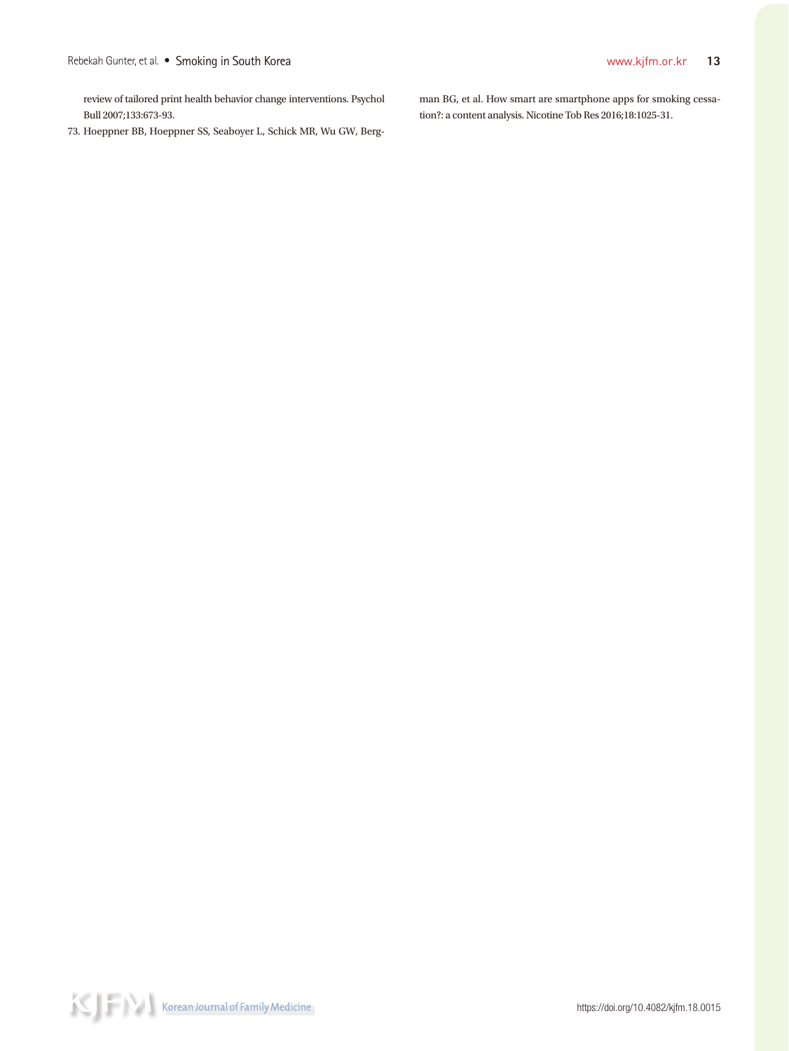review of tailored print health behavior change interventions. Psychol Bull 2007;133:673-93.

73. Hoeppner BB, Hoeppner SS, Seaboyer L, Schick MR, Wu GW, Bergman BG, et al. How smart are smartphone apps for smoking cessation?: a content analysis. Nicotine Tob Res 2016;18:1025-31.